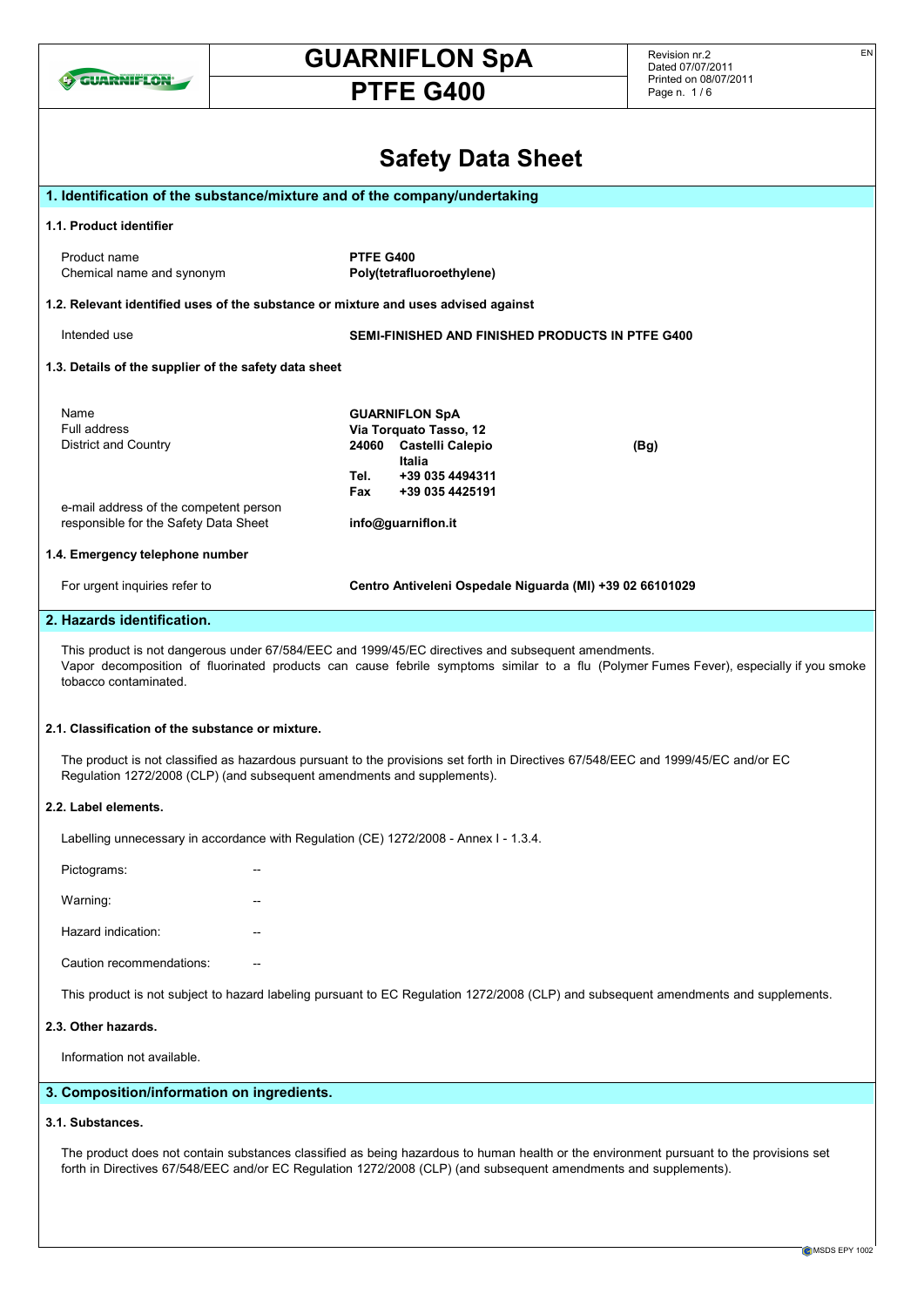# Safety Data Sheet

## 1. Identification of the substance/mixture and of the company/undertaking

### 1.1. Product identifier

| | |
|---|---|
| Product name | **PTFE G400** |
| Chemical name and synonym | **Poly(tetrafluoroethylene)** |

### 1.2. Relevant identified uses of the substance or mixture and uses advised against

| | |
|---|---|
| Intended use | **SEMI-FINISHED AND FINISHED PRODUCTS IN PTFE G400** |

### 1.3. Details of the supplier of the safety data sheet

| | |
|---|---|
| Name | **GUARNIFLON SpA** |
| Full address | **Via Torquato Tasso, 12** |
| District and Country | **24060 Castelli Calepio (Bg) Italia** |
| | **Tel. +39 035 4494311** |
| | **Fax +39 035 4425191** |
| e-mail address of the competent person responsible for the Safety Data Sheet | **info@guarniflon.it** |

### 1.4. Emergency telephone number

| | |
|---|---|
| For urgent inquiries refer to | **Centro Antiveleni Ospedale Niguarda (MI) +39 02 66101029** |

## 2. Hazards identification.

This product is not dangerous under 67/584/EEC and 1999/45/EC directives and subsequent amendments.
Vapor decomposition of fluorinated products can cause febrile symptoms similar to a flu (Polymer Fumes Fever), especially if you smoke tobacco contaminated.

### 2.1. Classification of the substance or mixture.

The product is not classified as hazardous pursuant to the provisions set forth in Directives 67/548/EEC and 1999/45/EC and/or EC Regulation 1272/2008 (CLP) (and subsequent amendments and supplements).

### 2.2. Label elements.

Labelling unnecessary in accordance with Regulation (CE) 1272/2008 - Annex I - 1.3.4.

| | |
|---|---|
| Pictograms: | -- |
| Warning: | -- |
| Hazard indication: | -- |
| Caution recommendations: | -- |

This product is not subject to hazard labeling pursuant to EC Regulation 1272/2008 (CLP) and subsequent amendments and supplements.

### 2.3. Other hazards.

Information not available.

## 3. Composition/information on ingredients.

### 3.1. Substances.

The product does not contain substances classified as being hazardous to human health or the environment pursuant to the provisions set forth in Directives 67/548/EEC and/or EC Regulation 1272/2008 (CLP) (and subsequent amendments and supplements).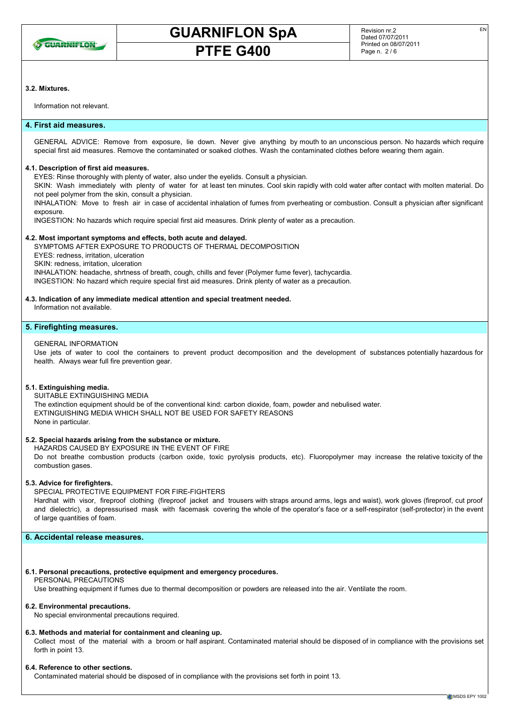### 3.2. Mixtures.

Information not relevant.

## 4. First aid measures.

GENERAL ADVICE: Remove from exposure, lie down. Never give anything by mouth to an unconscious person. No hazards which require special first aid measures. Remove the contaminated or soaked clothes. Wash the contaminated clothes before wearing them again.

### 4.1. Description of first aid measures.

EYES: Rinse thoroughly with plenty of water, also under the eyelids. Consult a physician.
SKIN: Wash immediately with plenty of water for at least ten minutes. Cool skin rapidly with cold water after contact with molten material. Do not peel polymer from the skin, consult a physician.
INHALATION: Move to fresh air in case of accidental inhalation of fumes from pverheating or combustion. Consult a physician after significant exposure.
INGESTION: No hazards which require special first aid measures. Drink plenty of water as a precaution.

### 4.2. Most important symptoms and effects, both acute and delayed.

SYMPTOMS AFTER EXPOSURE TO PRODUCTS OF THERMAL DECOMPOSITION
EYES: redness, irritation, ulceration
SKIN: redness, irritation, ulceration
INHALATION: headache, shrtness of breath, cough, chills and fever (Polymer fume fever), tachycardia.
INGESTION: No hazard which require special first aid measures. Drink plenty of water as a precaution.

### 4.3. Indication of any immediate medical attention and special treatment needed.

Information not available.

## 5. Firefighting measures.

GENERAL INFORMATION
Use jets of water to cool the containers to prevent product decomposition and the development of substances potentially hazardous for health. Always wear full fire prevention gear.

### 5.1. Extinguishing media.

SUITABLE EXTINGUISHING MEDIA
The extinction equipment should be of the conventional kind: carbon dioxide, foam, powder and nebulised water.
EXTINGUISHING MEDIA WHICH SHALL NOT BE USED FOR SAFETY REASONS
None in particular.

### 5.2. Special hazards arising from the substance or mixture.

HAZARDS CAUSED BY EXPOSURE IN THE EVENT OF FIRE
Do not breathe combustion products (carbon oxide, toxic pyrolysis products, etc). Fluoropolymer may increase the relative toxicity of the combustion gases.

### 5.3. Advice for firefighters.

SPECIAL PROTECTIVE EQUIPMENT FOR FIRE-FIGHTERS
Hardhat with visor, fireproof clothing (fireproof jacket and trousers with straps around arms, legs and waist), work gloves (fireproof, cut proof and dielectric), a depressurised mask with facemask covering the whole of the operator's face or a self-respirator (self-protector) in the event of large quantities of foam.

## 6. Accidental release measures.

### 6.1. Personal precautions, protective equipment and emergency procedures.

PERSONAL PRECAUTIONS
Use breathing equipment if fumes due to thermal decomposition or powders are released into the air. Ventilate the room.

### 6.2. Environmental precautions.

No special environmental precautions required.

### 6.3. Methods and material for containment and cleaning up.

Collect most of the material with a broom or half aspirant. Contaminated material should be disposed of in compliance with the provisions set forth in point 13.

### 6.4. Reference to other sections.

Contaminated material should be disposed of in compliance with the provisions set forth in point 13.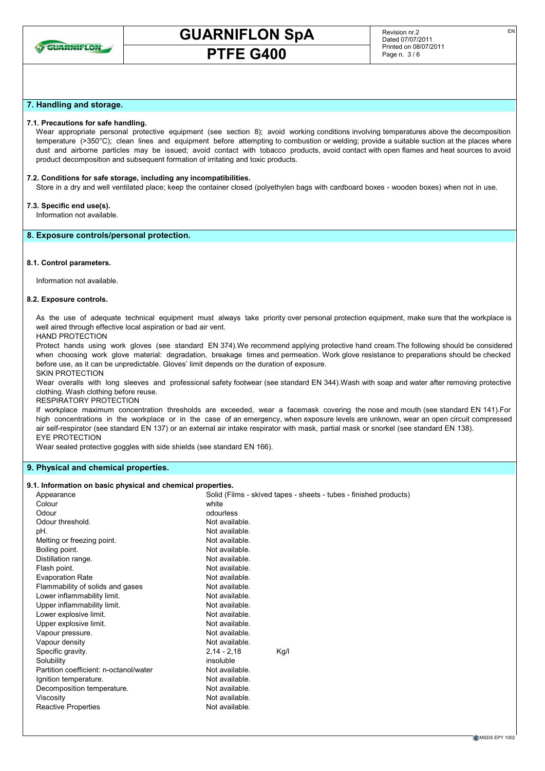## 7. Handling and storage.

### 7.1. Precautions for safe handling.

Wear appropriate personal protective equipment (see section 8); avoid working conditions involving temperatures above the decomposition temperature (>350°C); clean lines and equipment before attempting to combustion or welding; provide a suitable suction at the places where dust and airborne particles may be issued; avoid contact with tobacco products, avoid contact with open flames and heat sources to avoid product decomposition and subsequent formation of irritating and toxic products.

### 7.2. Conditions for safe storage, including any incompatibilities.

Store in a dry and well ventilated place; keep the container closed (polyethylen bags with cardboard boxes - wooden boxes) when not in use.

### 7.3. Specific end use(s).

Information not available.

## 8. Exposure controls/personal protection.

### 8.1. Control parameters.

Information not available.

### 8.2. Exposure controls.

As the use of adequate technical equipment must always take priority over personal protection equipment, make sure that the workplace is well aired through effective local aspiration or bad air vent.

HAND PROTECTION

Protect hands using work gloves (see standard EN 374).We recommend applying protective hand cream.The following should be considered when choosing work glove material: degradation, breakage times and permeation. Work glove resistance to preparations should be checked before use, as it can be unpredictable. Gloves' limit depends on the duration of exposure.

SKIN PROTECTION

Wear overalls with long sleeves and professional safety footwear (see standard EN 344).Wash with soap and water after removing protective clothing. Wash clothing before reuse.

RESPIRATORY PROTECTION

If workplace maximum concentration thresholds are exceeded, wear a facemask covering the nose and mouth (see standard EN 141).For high concentrations in the workplace or in the case of an emergency, when exposure levels are unknown, wear an open circuit compressed air self-respirator (see standard EN 137) or an external air intake respirator with mask, partial mask or snorkel (see standard EN 138).

EYE PROTECTION

Wear sealed protective goggles with side shields (see standard EN 166).

## 9. Physical and chemical properties.

### 9.1. Information on basic physical and chemical properties.

| Property | Value | Unit |
|---|---|---|
| Appearance | Solid (Films - skived tapes - sheets - tubes - finished products) | |
| Colour | white | |
| Odour | odourless | |
| Odour threshold. | Not available. | |
| pH. | Not available. | |
| Melting or freezing point. | Not available. | |
| Boiling point. | Not available. | |
| Distillation range. | Not available. | |
| Flash point. | Not available. | |
| Evaporation Rate | Not available. | |
| Flammability of solids and gases | Not available. | |
| Lower inflammability limit. | Not available. | |
| Upper inflammability limit. | Not available. | |
| Lower explosive limit. | Not available. | |
| Upper explosive limit. | Not available. | |
| Vapour pressure. | Not available. | |
| Vapour density | Not available. | |
| Specific gravity. | 2,14 - 2,18 | Kg/l |
| Solubility | insoluble | |
| Partition coefficient: n-octanol/water | Not available. | |
| Ignition temperature. | Not available. | |
| Decomposition temperature. | Not available. | |
| Viscosity | Not available. | |
| Reactive Properties | Not available. | |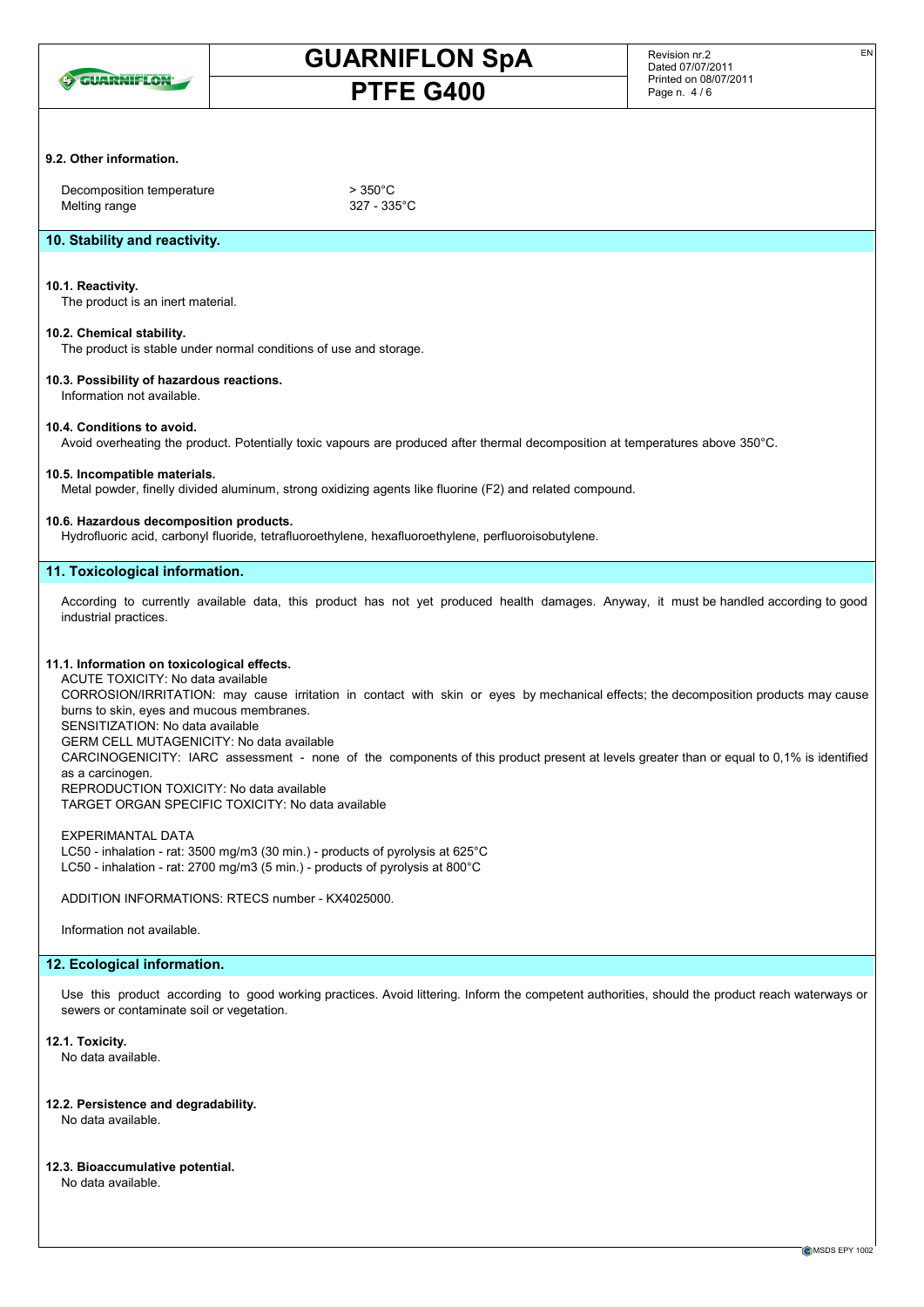### 9.2. Other information.

| | |
|---|---|
| Decomposition temperature | > 350°C |
| Melting range | 327 - 335°C |

## 10. Stability and reactivity.

### 10.1. Reactivity.
The product is an inert material.

### 10.2. Chemical stability.
The product is stable under normal conditions of use and storage.

### 10.3. Possibility of hazardous reactions.
Information not available.

### 10.4. Conditions to avoid.
Avoid overheating the product. Potentially toxic vapours are produced after thermal decomposition at temperatures above 350°C.

### 10.5. Incompatible materials.
Metal powder, finelly divided aluminum, strong oxidizing agents like fluorine ($F_2$) and related compound.

### 10.6. Hazardous decomposition products.
Hydrofluoric acid, carbonyl fluoride, tetrafluoroethylene, hexafluoroethylene, perfluoroisobutylene.

## 11. Toxicological information.

According to currently available data, this product has not yet produced health damages. Anyway, it must be handled according to good industrial practices.

### 11.1. Information on toxicological effects.
ACUTE TOXICITY: No data available
CORROSION/IRRITATION: may cause irritation in contact with skin or eyes by mechanical effects; the decomposition products may cause burns to skin, eyes and mucous membranes.
SENSITIZATION: No data available
GERM CELL MUTAGENICITY: No data available
CARCINOGENICITY: IARC assessment - none of the components of this product present at levels greater than or equal to 0,1% is identified as a carcinogen.
REPRODUCTION TOXICITY: No data available
TARGET ORGAN SPECIFIC TOXICITY: No data available

EXPERIMANTAL DATA
LC50 - inhalation - rat: 3500 mg/m3 (30 min.) - products of pyrolysis at 625°C
LC50 - inhalation - rat: 2700 mg/m3 (5 min.) - products of pyrolysis at 800°C

ADDITION INFORMATIONS: RTECS number - KX4025000.

Information not available.

## 12. Ecological information.

Use this product according to good working practices. Avoid littering. Inform the competent authorities, should the product reach waterways or sewers or contaminate soil or vegetation.

### 12.1. Toxicity.
No data available.

### 12.2. Persistence and degradability.
No data available.

### 12.3. Bioaccumulative potential.
No data available.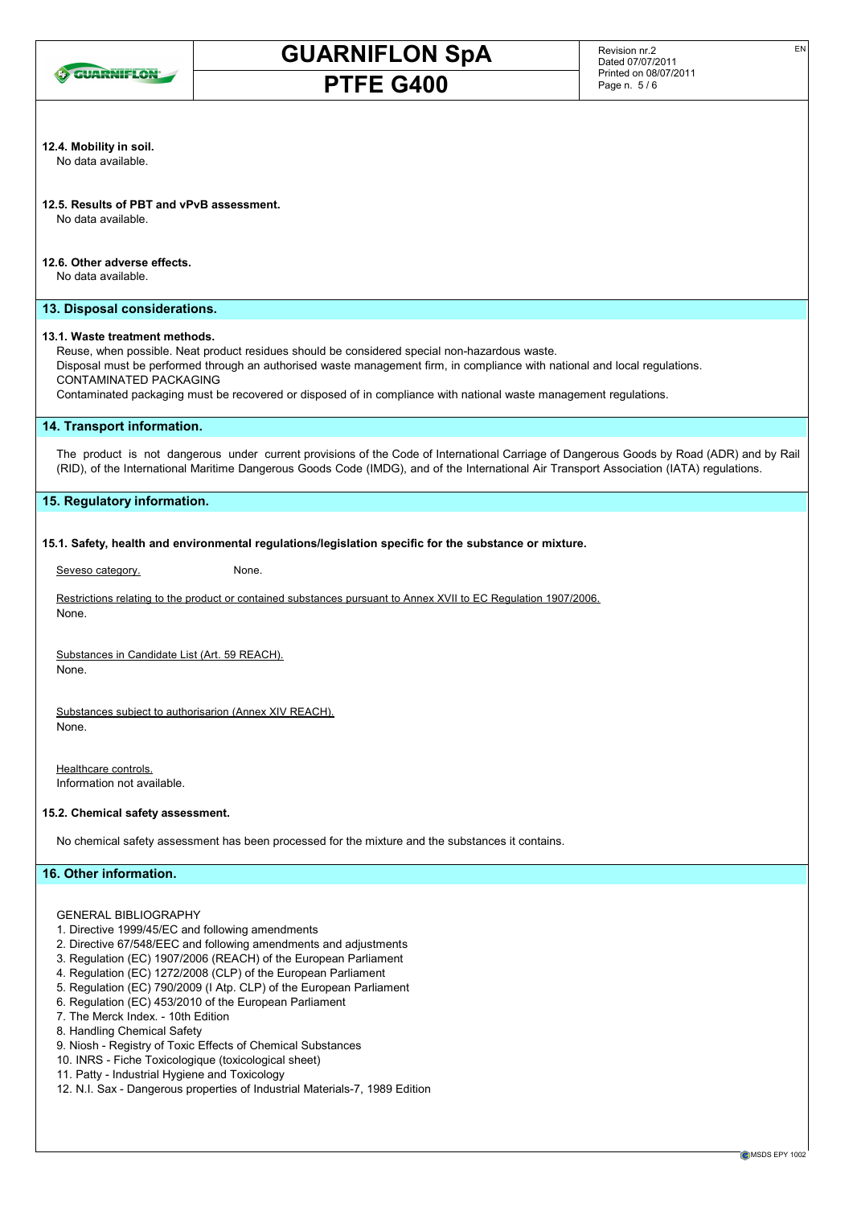**12.4. Mobility in soil.**

No data available.

**12.5. Results of PBT and vPvB assessment.**

No data available.

**12.6. Other adverse effects.**

No data available.

## 13. Disposal considerations.

**13.1. Waste treatment methods.**

Reuse, when possible. Neat product residues should be considered special non-hazardous waste.
Disposal must be performed through an authorised waste management firm, in compliance with national and local regulations.
CONTAMINATED PACKAGING
Contaminated packaging must be recovered or disposed of in compliance with national waste management regulations.

## 14. Transport information.

The product is not dangerous under current provisions of the Code of International Carriage of Dangerous Goods by Road (ADR) and by Rail (RID), of the International Maritime Dangerous Goods Code (IMDG), and of the International Air Transport Association (IATA) regulations.

## 15. Regulatory information.

**15.1. Safety, health and environmental regulations/legislation specific for the substance or mixture.**

Seveso category. None.

Restrictions relating to the product or contained substances pursuant to Annex XVII to EC Regulation 1907/2006.
None.

Substances in Candidate List (Art. 59 REACH).
None.

Substances subject to authorisarion (Annex XIV REACH).
None.

Healthcare controls.
Information not available.

**15.2. Chemical safety assessment.**

No chemical safety assessment has been processed for the mixture and the substances it contains.

## 16. Other information.

GENERAL BIBLIOGRAPHY

1. Directive 1999/45/EC and following amendments
2. Directive 67/548/EEC and following amendments and adjustments
3. Regulation (EC) 1907/2006 (REACH) of the European Parliament
4. Regulation (EC) 1272/2008 (CLP) of the European Parliament
5. Regulation (EC) 790/2009 (I Atp. CLP) of the European Parliament
6. Regulation (EC) 453/2010 of the European Parliament
7. The Merck Index. - 10th Edition
8. Handling Chemical Safety
9. Niosh - Registry of Toxic Effects of Chemical Substances
10. INRS - Fiche Toxicologique (toxicological sheet)
11. Patty - Industrial Hygiene and Toxicology
12. N.I. Sax - Dangerous properties of Industrial Materials-7, 1989 Edition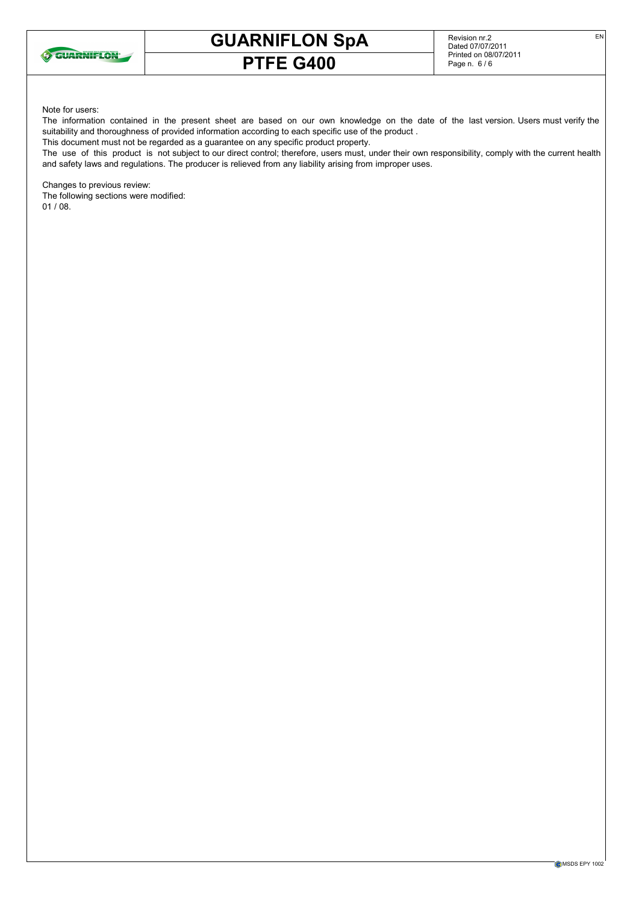Note for users:

The information contained in the present sheet are based on our own knowledge on the date of the last version. Users must verify the suitability and thoroughness of provided information according to each specific use of the product .

This document must not be regarded as a guarantee on any specific product property.

The use of this product is not subject to our direct control; therefore, users must, under their own responsibility, comply with the current health and safety laws and regulations. The producer is relieved from any liability arising from improper uses.

Changes to previous review:

The following sections were modified:

01 / 08.